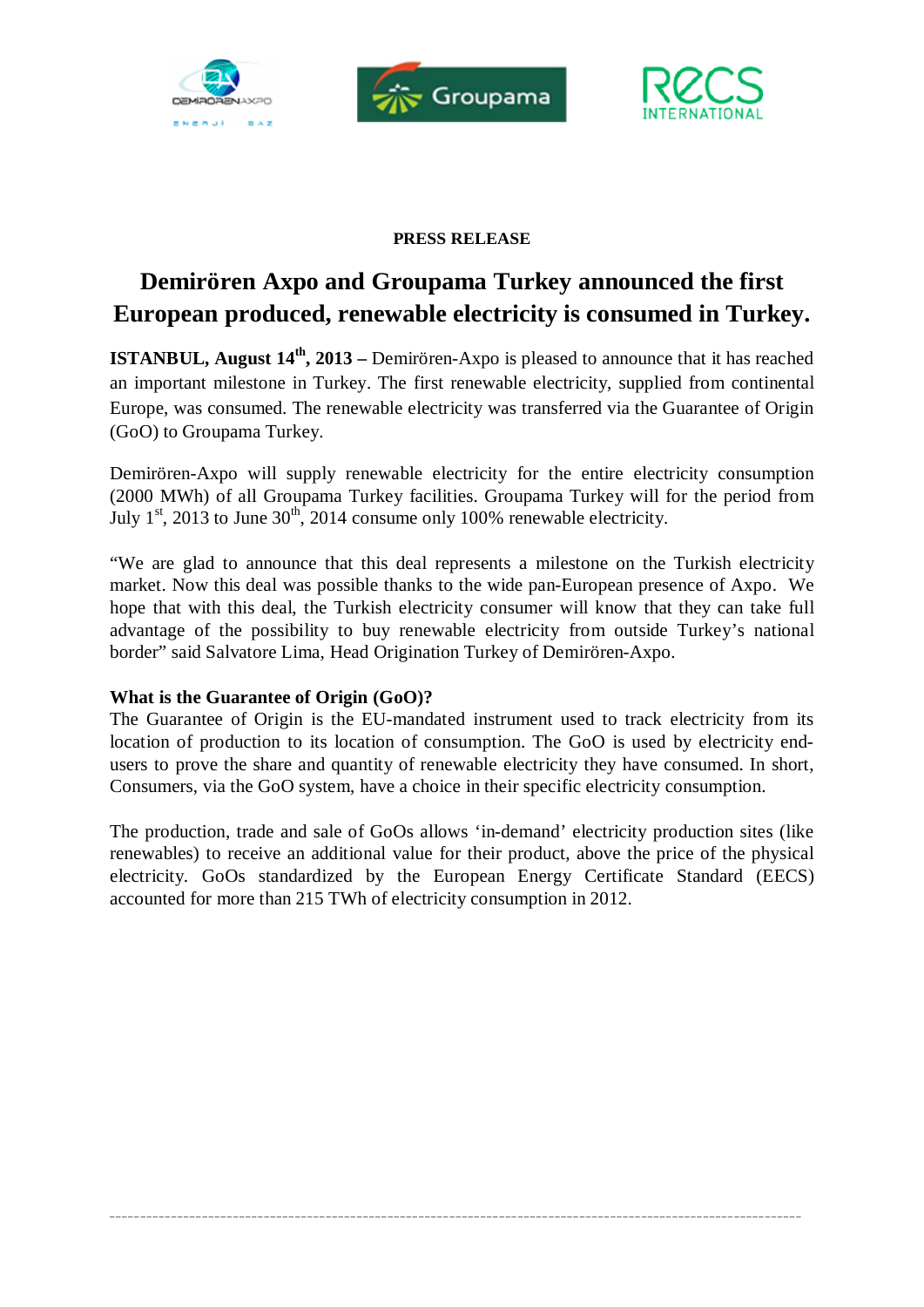**PRESS RELEASE**

# Demirören Axpo and Groupama Turkey announced the first European produced, renewable electricity is consumed in Turkey.

**ISTANBUL, August 14th, 2013 –** Demirören-Axpo is pleased to announce that it has reached an important milestone in Turkey. The first renewable electricity, supplied from continental Europe, was consumed. The renewable electricity was transferred via the Guarantee of Origin (GoO) to Groupama Turkey.

Demirören-Axpo will supply renewable electricity for the entire electricity consumption (2000 MWh) of all Groupama Turkey facilities. Groupama Turkey will for the period from July 1st, 2013 to June 30th, 2014 consume only 100% renewable electricity.

"We are glad to announce that this deal represents a milestone on the Turkish electricity market. Now this deal was possible thanks to the wide pan-European presence of Axpo. We hope that with this deal, the Turkish electricity consumer will know that they can take full advantage of the possibility to buy renewable electricity from outside Turkey's national border" said Salvatore Lima, Head Origination Turkey of Demirören-Axpo.

**What is the Guarantee of Origin (GoO)?**

The Guarantee of Origin is the EU-mandated instrument used to track electricity from its location of production to its location of consumption. The GoO is used by electricity end-users to prove the share and quantity of renewable electricity they have consumed. In short, Consumers, via the GoO system, have a choice in their specific electricity consumption.

The production, trade and sale of GoOs allows 'in-demand' electricity production sites (like renewables) to receive an additional value for their product, above the price of the physical electricity. GoOs standardized by the European Energy Certificate Standard (EECS) accounted for more than 215 TWh of electricity consumption in 2012.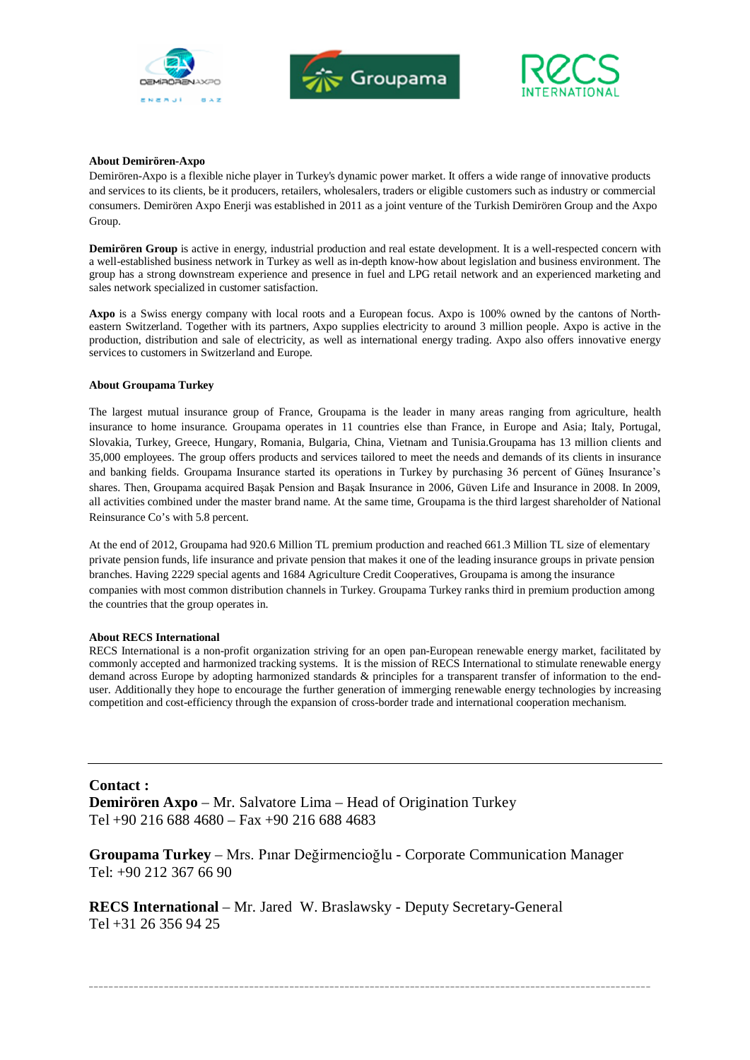**About Demirören-Axpo**

Demirören-Axpo is a flexible niche player in Turkey's dynamic power market. It offers a wide range of innovative products and services to its clients, be it producers, retailers, wholesalers, traders or eligible customers such as industry or commercial consumers. Demirören Axpo Enerji was established in 2011 as a joint venture of the Turkish Demirören Group and the Axpo Group.

**Demirören Group** is active in energy, industrial production and real estate development. It is a well-respected concern with a well-established business network in Turkey as well as in-depth know-how about legislation and business environment. The group has a strong downstream experience and presence in fuel and LPG retail network and an experienced marketing and sales network specialized in customer satisfaction.

**Axpo** is a Swiss energy company with local roots and a European focus. Axpo is 100% owned by the cantons of North-eastern Switzerland. Together with its partners, Axpo supplies electricity to around 3 million people. Axpo is active in the production, distribution and sale of electricity, as well as international energy trading. Axpo also offers innovative energy services to customers in Switzerland and Europe.

**About Groupama Turkey**

The largest mutual insurance group of France, Groupama is the leader in many areas ranging from agriculture, health insurance to home insurance. Groupama operates in 11 countries else than France, in Europe and Asia; Italy, Portugal, Slovakia, Turkey, Greece, Hungary, Romania, Bulgaria, China, Vietnam and Tunisia.Groupama has 13 million clients and 35,000 employees. The group offers products and services tailored to meet the needs and demands of its clients in insurance and banking fields. Groupama Insurance started its operations in Turkey by purchasing 36 percent of Güneş Insurance's shares. Then, Groupama acquired Başak Pension and Başak Insurance in 2006, Güven Life and Insurance in 2008. In 2009, all activities combined under the master brand name. At the same time, Groupama is the third largest shareholder of National Reinsurance Co's with 5.8 percent.

At the end of 2012, Groupama had 920.6 Million TL premium production and reached 661.3 Million TL size of elementary private pension funds, life insurance and private pension that makes it one of the leading insurance groups in private pension branches. Having 2229 special agents and 1684 Agriculture Credit Cooperatives, Groupama is among the insurance companies with most common distribution channels in Turkey. Groupama Turkey ranks third in premium production among the countries that the group operates in.

**About RECS International**

RECS International is a non-profit organization striving for an open pan-European renewable energy market, facilitated by commonly accepted and harmonized tracking systems. It is the mission of RECS International to stimulate renewable energy demand across Europe by adopting harmonized standards & principles for a transparent transfer of information to the end-user. Additionally they hope to encourage the further generation of immerging renewable energy technologies by increasing competition and cost-efficiency through the expansion of cross-border trade and international cooperation mechanism.

---

**Contact :**

**Demirören Axpo** – Mr. Salvatore Lima – Head of Origination Turkey
Tel +90 216 688 4680 – Fax +90 216 688 4683

**Groupama Turkey** – Mrs. Pınar Değirmencioğlu - Corporate Communication Manager
Tel: +90 212 367 66 90

**RECS International** – Mr. Jared W. Braslawsky - Deputy Secretary-General
Tel +31 26 356 94 25